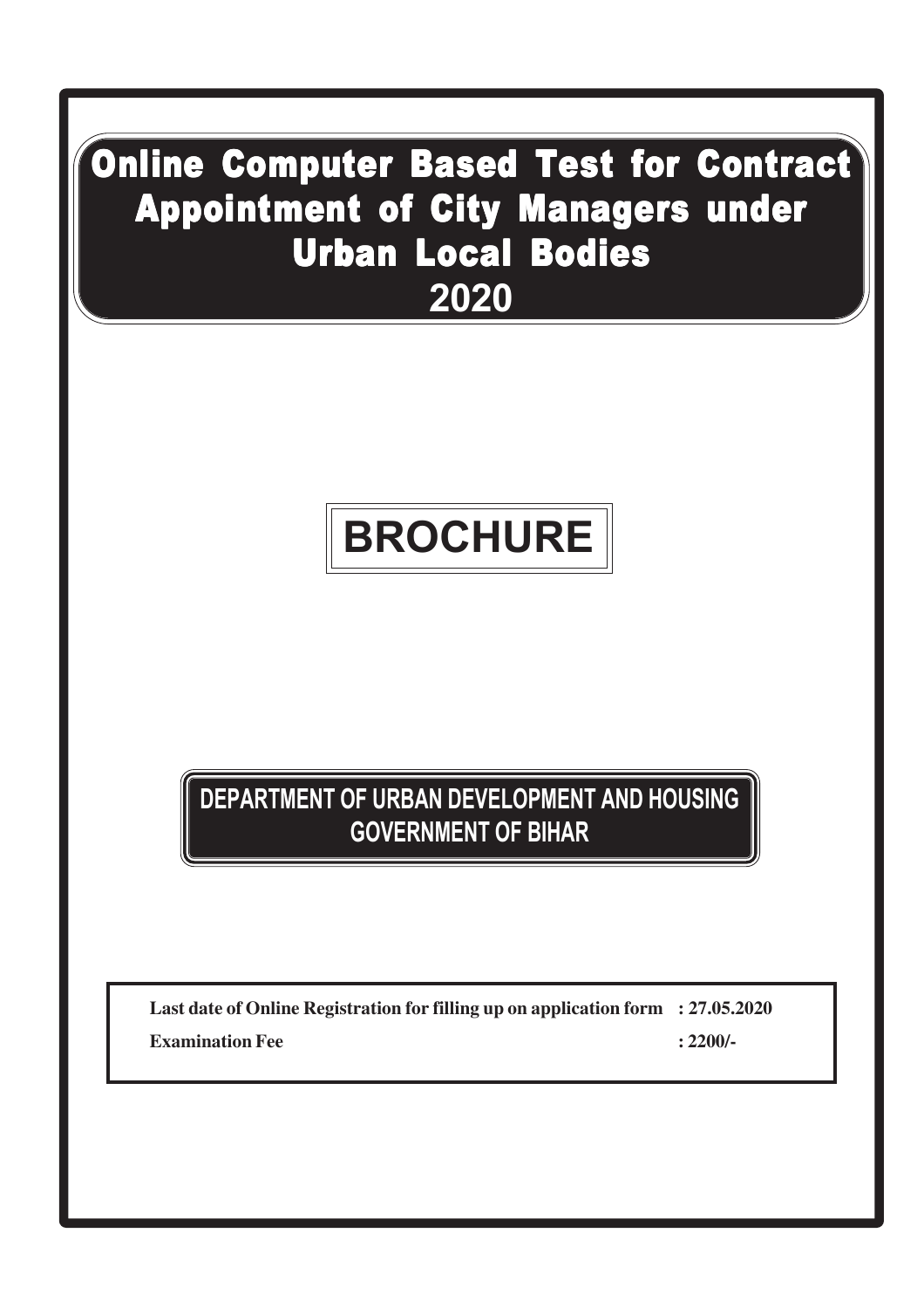# Online Computer Based Test for Contract Appointment of City Managers under Urban Local Bodies 2020

## BROCHURE

### DEPARTMENT OF URBAN DEVELOPMENT AND HOUSING GOVERNMENT OF BIHAR

**Last date of Online Registration for filling up on application form : 27.05.2020**

**Examination Fee : 2200/-**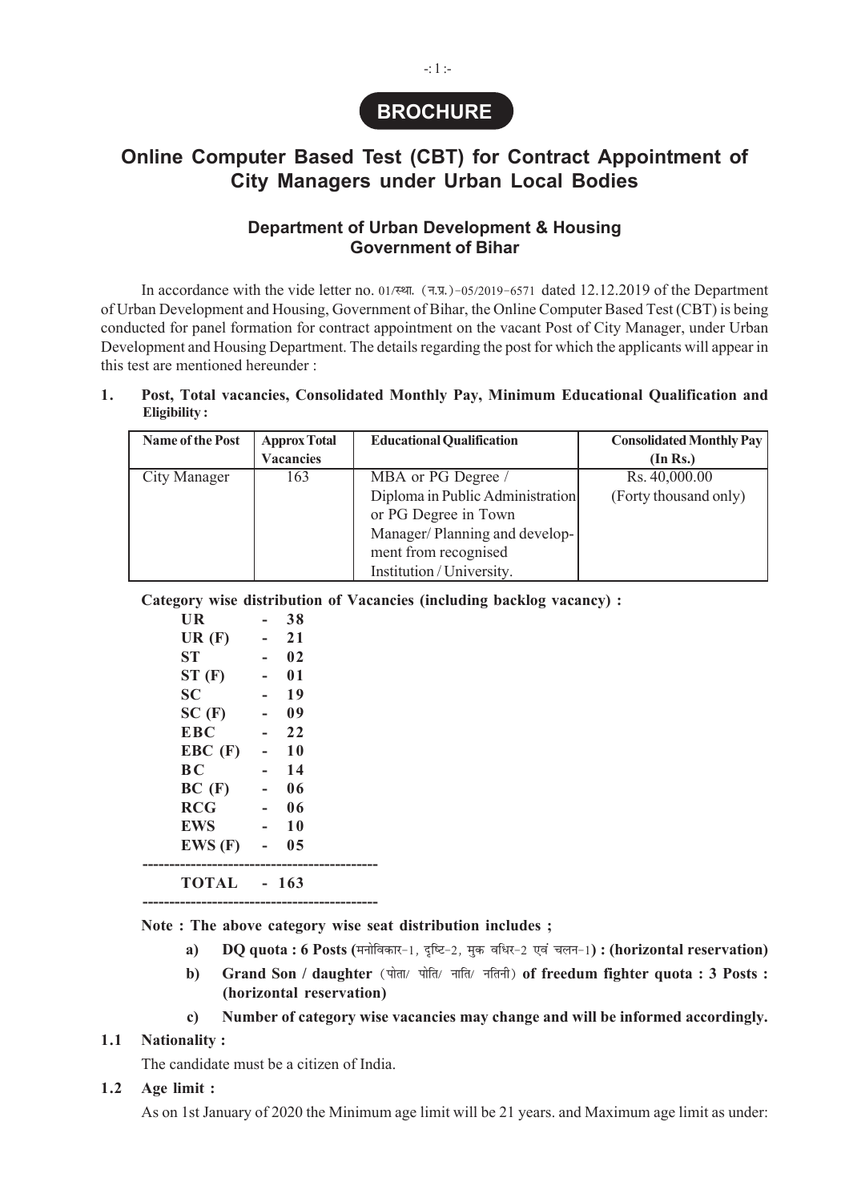# BROCHURE

# Online Computer Based Test (CBT) for Contract Appointment of City Managers under Urban Local Bodies

### Department of Urban Development & Housing
### Government of Bihar

In accordance with the vide letter no. 01/स्था. (न.प्र.)-05/2019-6571 dated 12.12.2019 of the Department of Urban Development and Housing, Government of Bihar, the Online Computer Based Test (CBT) is being conducted for panel formation for contract appointment on the vacant Post of City Manager, under Urban Development and Housing Department. The details regarding the post for which the applicants will appear in this test are mentioned hereunder :

**1. Post, Total vacancies, Consolidated Monthly Pay, Minimum Educational Qualification and Eligibility :**

| Name of the Post | Approx Total Vacancies | Educational Qualification | Consolidated Monthly Pay (In Rs.) |
|---|---|---|---|
| City Manager | 163 | MBA or PG Degree / Diploma in Public Administration or PG Degree in Town Manager/ Planning and development from recognised Institution / University. | Rs. 40,000.00 (Forty thousand only) |

**Category wise distribution of Vacancies (including backlog vacancy) :**

| Category | | Vacancies |
|---|---|---|
| **UR** | - | **38** |
| **UR (F)** | - | **21** |
| **ST** | - | **02** |
| **ST (F)** | - | **01** |
| **SC** | - | **19** |
| **SC (F)** | - | **09** |
| **EBC** | - | **22** |
| **EBC (F)** | - | **10** |
| **BC** | - | **14** |
| **BC (F)** | - | **06** |
| **RCG** | - | **06** |
| **EWS** | - | **10** |
| **EWS (F)** | - | **05** |
| **TOTAL** | - | **163** |

**Note : The above category wise seat distribution includes ;**

- **a) DQ quota : 6 Posts (**मनोविकार-1, दृष्टि-2, मुक बधिर-2 एवं चलन-1**) : (horizontal reservation)**
- **b) Grand Son / daughter** (पोता/ पोति/ नाति/ नतिनी) **of freedom fighter quota : 3 Posts : (horizontal reservation)**
- **c) Number of category wise vacancies may change and will be informed accordingly.**

**1.1 Nationality :**

The candidate must be a citizen of India.

**1.2 Age limit :**

As on 1st January of 2020 the Minimum age limit will be 21 years. and Maximum age limit as under: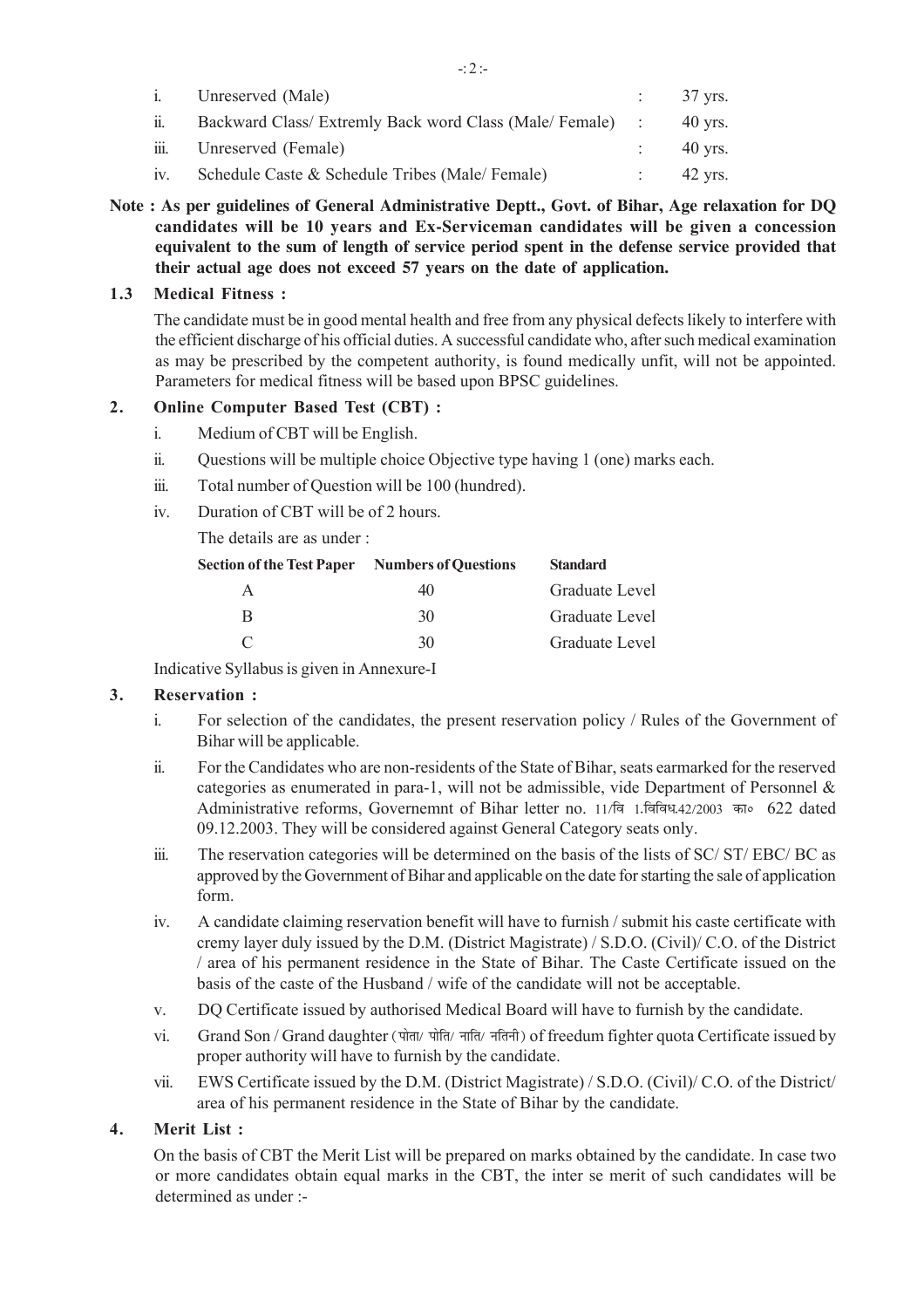| | | | |
|---|---|---|---|
| i. | Unreserved (Male) | : | 37 yrs. |
| ii. | Backward Class/ Extremly Back word Class (Male/ Female) | : | 40 yrs. |
| iii. | Unreserved (Female) | : | 40 yrs. |
| iv. | Schedule Caste & Schedule Tribes (Male/ Female) | : | 42 yrs. |

**Note : As per guidelines of General Administrative Deptt., Govt. of Bihar, Age relaxation for DQ candidates will be 10 years and Ex-Serviceman candidates will be given a concession equivalent to the sum of length of service period spent in the defense service provided that their actual age does not exceed 57 years on the date of application.**

### 1.3 Medical Fitness :

The candidate must be in good mental health and free from any physical defects likely to interfere with the efficient discharge of his official duties. A successful candidate who, after such medical examination as may be prescribed by the competent authority, is found medically unfit, will not be appointed. Parameters for medical fitness will be based upon BPSC guidelines.

## 2. Online Computer Based Test (CBT) :

i. Medium of CBT will be English.

ii. Questions will be multiple choice Objective type having 1 (one) marks each.

iii. Total number of Question will be 100 (hundred).

iv. Duration of CBT will be of 2 hours.

The details are as under :

| Section of the Test Paper | Numbers of Questions | Standard |
|---|---|---|
| A | 40 | Graduate Level |
| B | 30 | Graduate Level |
| C | 30 | Graduate Level |

Indicative Syllabus is given in Annexure-I

## 3. Reservation :

i. For selection of the candidates, the present reservation policy / Rules of the Government of Bihar will be applicable.

ii. For the Candidates who are non-residents of the State of Bihar, seats earmarked for the reserved categories as enumerated in para-1, will not be admissible, vide Department of Personnel & Administrative reforms, Governemnt of Bihar letter no. 11/वि 1.विविध.42/2003 का० 622 dated 09.12.2003. They will be considered against General Category seats only.

iii. The reservation categories will be determined on the basis of the lists of SC/ ST/ EBC/ BC as approved by the Government of Bihar and applicable on the date for starting the sale of application form.

iv. A candidate claiming reservation benefit will have to furnish / submit his caste certificate with cremy layer duly issued by the D.M. (District Magistrate) / S.D.O. (Civil)/ C.O. of the District / area of his permanent residence in the State of Bihar. The Caste Certificate issued on the basis of the caste of the Husband / wife of the candidate will not be acceptable.

v. DQ Certificate issued by authorised Medical Board will have to furnish by the candidate.

vi. Grand Son / Grand daughter (पोता/ पोति/ नाति/ नतिनी) of freedum fighter quota Certificate issued by proper authority will have to furnish by the candidate.

vii. EWS Certificate issued by the D.M. (District Magistrate) / S.D.O. (Civil)/ C.O. of the District/ area of his permanent residence in the State of Bihar by the candidate.

## 4. Merit List :

On the basis of CBT the Merit List will be prepared on marks obtained by the candidate. In case two or more candidates obtain equal marks in the CBT, the inter se merit of such candidates will be determined as under :-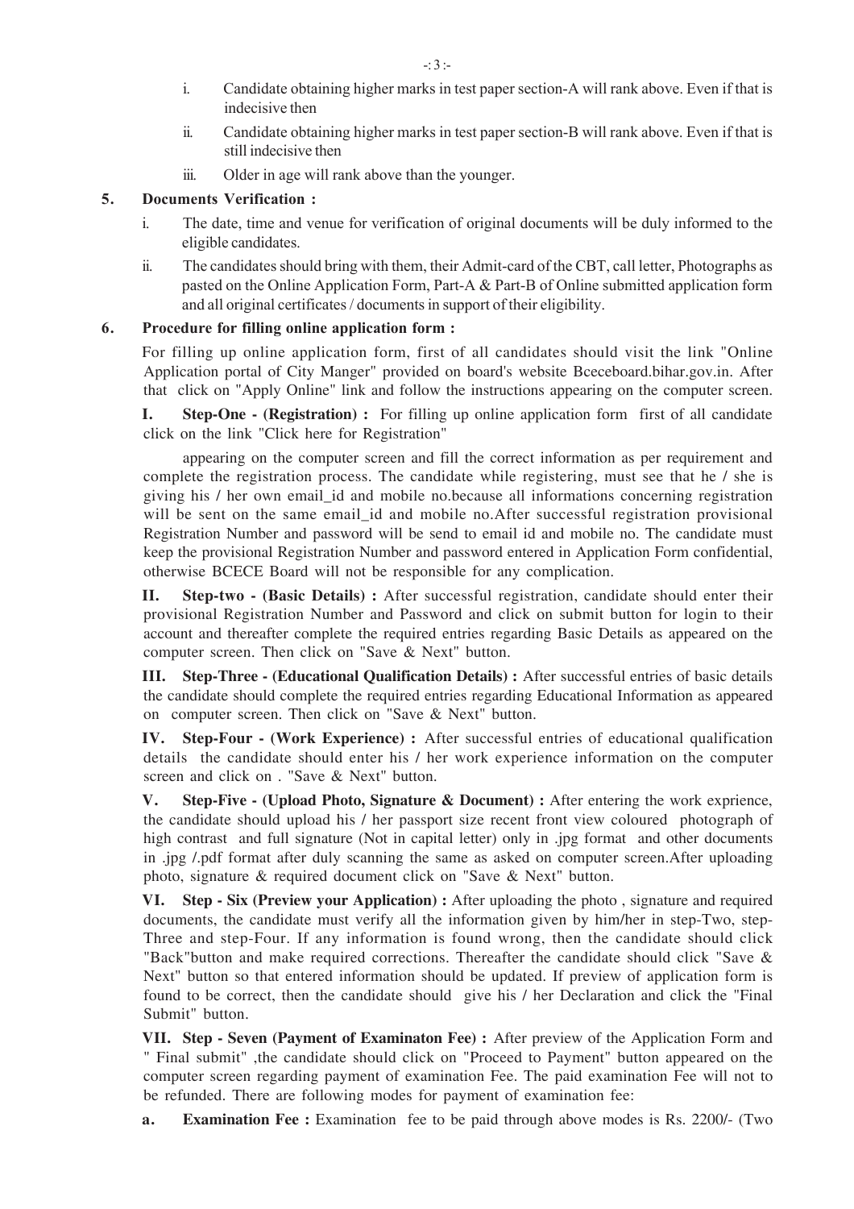i. Candidate obtaining higher marks in test paper section-A will rank above. Even if that is indecisive then

ii. Candidate obtaining higher marks in test paper section-B will rank above. Even if that is still indecisive then

iii. Older in age will rank above than the younger.

**5. Documents Verification :**

i. The date, time and venue for verification of original documents will be duly informed to the eligible candidates.

ii. The candidates should bring with them, their Admit-card of the CBT, call letter, Photographs as pasted on the Online Application Form, Part-A & Part-B of Online submitted application form and all original certificates / documents in support of their eligibility.

**6. Procedure for filling online application form :**

For filling up online application form, first of all candidates should visit the link "Online Application portal of City Manger" provided on board's website Bceceboard.bihar.gov.in. After that click on "Apply Online" link and follow the instructions appearing on the computer screen.

**I. Step-One - (Registration) :** For filling up online application form first of all candidate click on the link "Click here for Registration"

appearing on the computer screen and fill the correct information as per requirement and complete the registration process. The candidate while registering, must see that he / she is giving his / her own email_id and mobile no.because all informations concerning registration will be sent on the same email_id and mobile no.After successful registration provisional Registration Number and password will be send to email id and mobile no. The candidate must keep the provisional Registration Number and password entered in Application Form confidential, otherwise BCECE Board will not be responsible for any complication.

**II. Step-two - (Basic Details) :** After successful registration, candidate should enter their provisional Registration Number and Password and click on submit button for login to their account and thereafter complete the required entries regarding Basic Details as appeared on the computer screen. Then click on "Save & Next" button.

**III. Step-Three - (Educational Qualification Details) :** After successful entries of basic details the candidate should complete the required entries regarding Educational Information as appeared on computer screen. Then click on "Save & Next" button.

**IV. Step-Four - (Work Experience) :** After successful entries of educational qualification details the candidate should enter his / her work experience information on the computer screen and click on . "Save & Next" button.

**V. Step-Five - (Upload Photo, Signature & Document) :** After entering the work exprience, the candidate should upload his / her passport size recent front view coloured photograph of high contrast and full signature (Not in capital letter) only in .jpg format and other documents in .jpg /.pdf format after duly scanning the same as asked on computer screen.After uploading photo, signature & required document click on "Save & Next" button.

**VI. Step - Six (Preview your Application) :** After uploading the photo , signature and required documents, the candidate must verify all the information given by him/her in step-Two, step-Three and step-Four. If any information is found wrong, then the candidate should click "Back"button and make required corrections. Thereafter the candidate should click "Save & Next" button so that entered information should be updated. If preview of application form is found to be correct, then the candidate should give his / her Declaration and click the "Final Submit" button.

**VII. Step - Seven (Payment of Examinaton Fee) :** After preview of the Application Form and " Final submit" ,the candidate should click on "Proceed to Payment" button appeared on the computer screen regarding payment of examination Fee. The paid examination Fee will not to be refunded. There are following modes for payment of examination fee:

**a. Examination Fee :** Examination fee to be paid through above modes is Rs. 2200/- (Two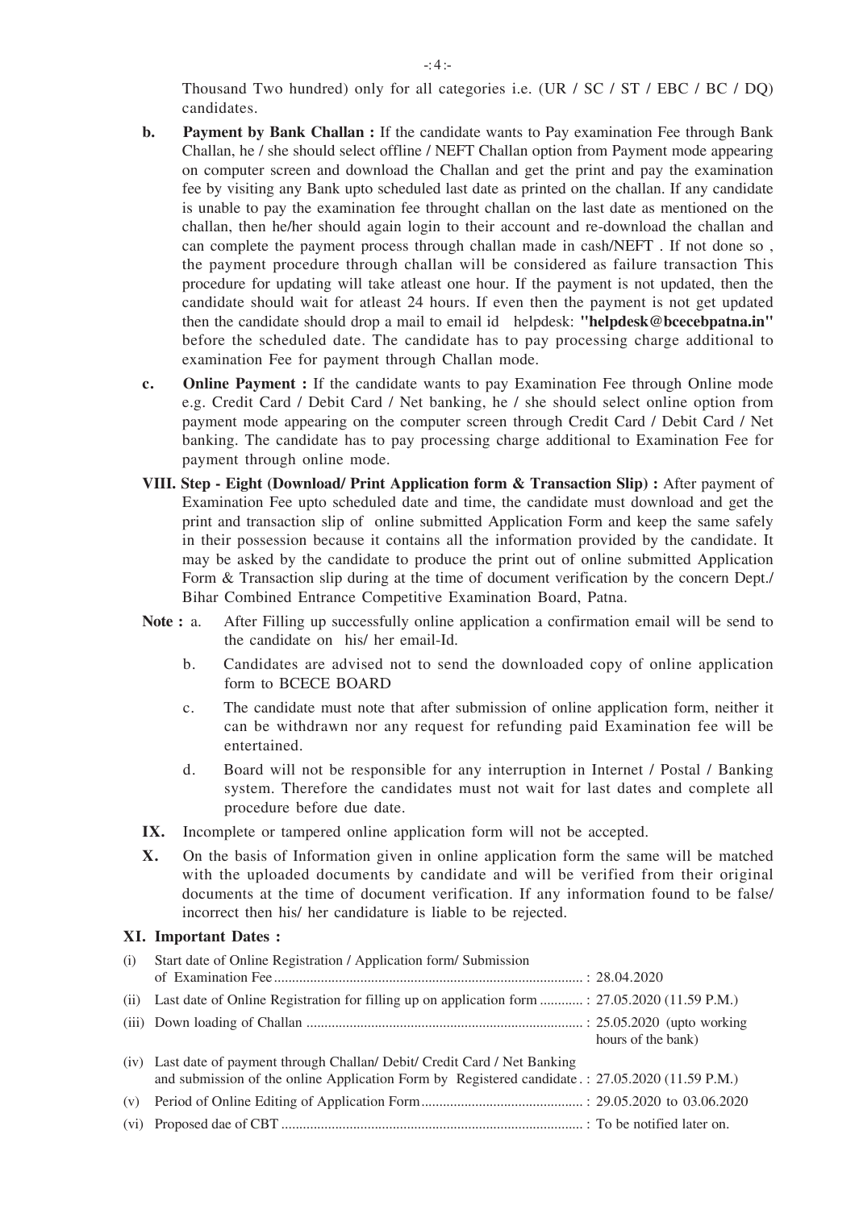Thousand Two hundred) only for all categories i.e. (UR / SC / ST / EBC / BC / DQ) candidates.

**b. Payment by Bank Challan :** If the candidate wants to Pay examination Fee through Bank Challan, he / she should select offline / NEFT Challan option from Payment mode appearing on computer screen and download the Challan and get the print and pay the examination fee by visiting any Bank upto scheduled last date as printed on the challan. If any candidate is unable to pay the examination fee throught challan on the last date as mentioned on the challan, then he/her should again login to their account and re-download the challan and can complete the payment process through challan made in cash/NEFT . If not done so , the payment procedure through challan will be considered as failure transaction This procedure for updating will take atleast one hour. If the payment is not updated, then the candidate should wait for atleast 24 hours. If even then the payment is not get updated then the candidate should drop a mail to email id helpdesk: **"helpdesk@bcecebpatna.in"** before the scheduled date. The candidate has to pay processing charge additional to examination Fee for payment through Challan mode.

**c. Online Payment :** If the candidate wants to pay Examination Fee through Online mode e.g. Credit Card / Debit Card / Net banking, he / she should select online option from payment mode appearing on the computer screen through Credit Card / Debit Card / Net banking. The candidate has to pay processing charge additional to Examination Fee for payment through online mode.

**VIII. Step - Eight (Download/ Print Application form & Transaction Slip) :** After payment of Examination Fee upto scheduled date and time, the candidate must download and get the print and transaction slip of online submitted Application Form and keep the same safely in their possession because it contains all the information provided by the candidate. It may be asked by the candidate to produce the print out of online submitted Application Form & Transaction slip during at the time of document verification by the concern Dept./ Bihar Combined Entrance Competitive Examination Board, Patna.

**Note :**
a. After Filling up successfully online application a confirmation email will be send to the candidate on his/ her email-Id.

b. Candidates are advised not to send the downloaded copy of online application form to BCECE BOARD

c. The candidate must note that after submission of online application form, neither it can be withdrawn nor any request for refunding paid Examination fee will be entertained.

d. Board will not be responsible for any interruption in Internet / Postal / Banking system. Therefore the candidates must not wait for last dates and complete all procedure before due date.

**IX.** Incomplete or tampered online application form will not be accepted.

**X.** On the basis of Information given in online application form the same will be matched with the uploaded documents by candidate and will be verified from their original documents at the time of document verification. If any information found to be false/ incorrect then his/ her candidature is liable to be rejected.

**XI. Important Dates :**

| | | |
|---|---|---|
| (i) | Start date of Online Registration / Application form/ Submission of Examination Fee | 28.04.2020 |
| (ii) | Last date of Online Registration for filling up on application form | 27.05.2020 (11.59 P.M.) |
| (iii) | Down loading of Challan | 25.05.2020 (upto working hours of the bank) |
| (iv) | Last date of payment through Challan/ Debit/ Credit Card / Net Banking and submission of the online Application Form by Registered candidate | 27.05.2020 (11.59 P.M.) |
| (v) | Period of Online Editing of Application Form | 29.05.2020 to 03.06.2020 |
| (vi) | Proposed dae of CBT | To be notified later on. |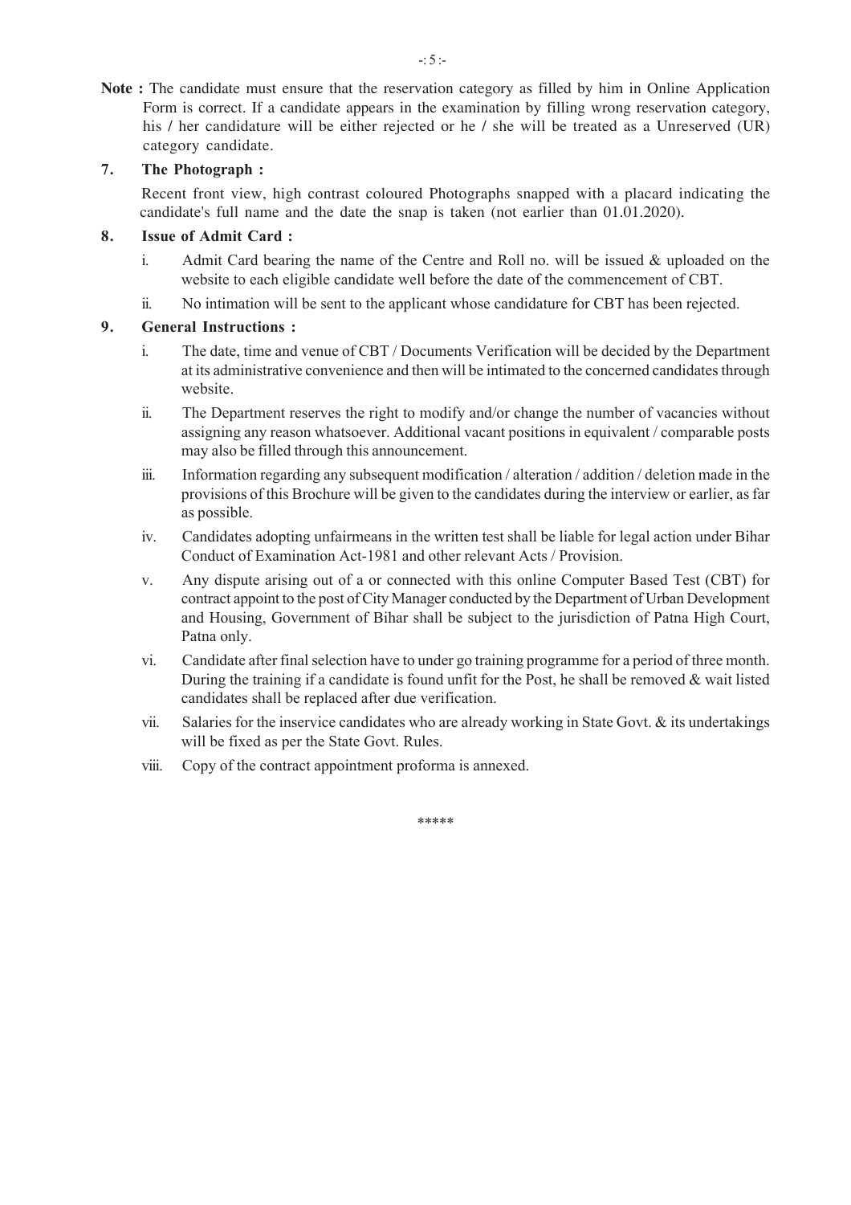**Note :** The candidate must ensure that the reservation category as filled by him in Online Application Form is correct. If a candidate appears in the examination by filling wrong reservation category, his / her candidature will be either rejected or he / she will be treated as a Unreserved (UR) category candidate.

**7. The Photograph :**

Recent front view, high contrast coloured Photographs snapped with a placard indicating the candidate's full name and the date the snap is taken (not earlier than 01.01.2020).

**8. Issue of Admit Card :**

i. Admit Card bearing the name of the Centre and Roll no. will be issued & uploaded on the website to each eligible candidate well before the date of the commencement of CBT.

ii. No intimation will be sent to the applicant whose candidature for CBT has been rejected.

**9. General Instructions :**

i. The date, time and venue of CBT / Documents Verification will be decided by the Department at its administrative convenience and then will be intimated to the concerned candidates through website.

ii. The Department reserves the right to modify and/or change the number of vacancies without assigning any reason whatsoever. Additional vacant positions in equivalent / comparable posts may also be filled through this announcement.

iii. Information regarding any subsequent modification / alteration / addition / deletion made in the provisions of this Brochure will be given to the candidates during the interview or earlier, as far as possible.

iv. Candidates adopting unfairmeans in the written test shall be liable for legal action under Bihar Conduct of Examination Act-1981 and other relevant Acts / Provision.

v. Any dispute arising out of a or connected with this online Computer Based Test (CBT) for contract appoint to the post of City Manager conducted by the Department of Urban Development and Housing, Government of Bihar shall be subject to the jurisdiction of Patna High Court, Patna only.

vi. Candidate after final selection have to under go training programme for a period of three month. During the training if a candidate is found unfit for the Post, he shall be removed & wait listed candidates shall be replaced after due verification.

vii. Salaries for the inservice candidates who are already working in State Govt. & its undertakings will be fixed as per the State Govt. Rules.

viii. Copy of the contract appointment proforma is annexed.

*****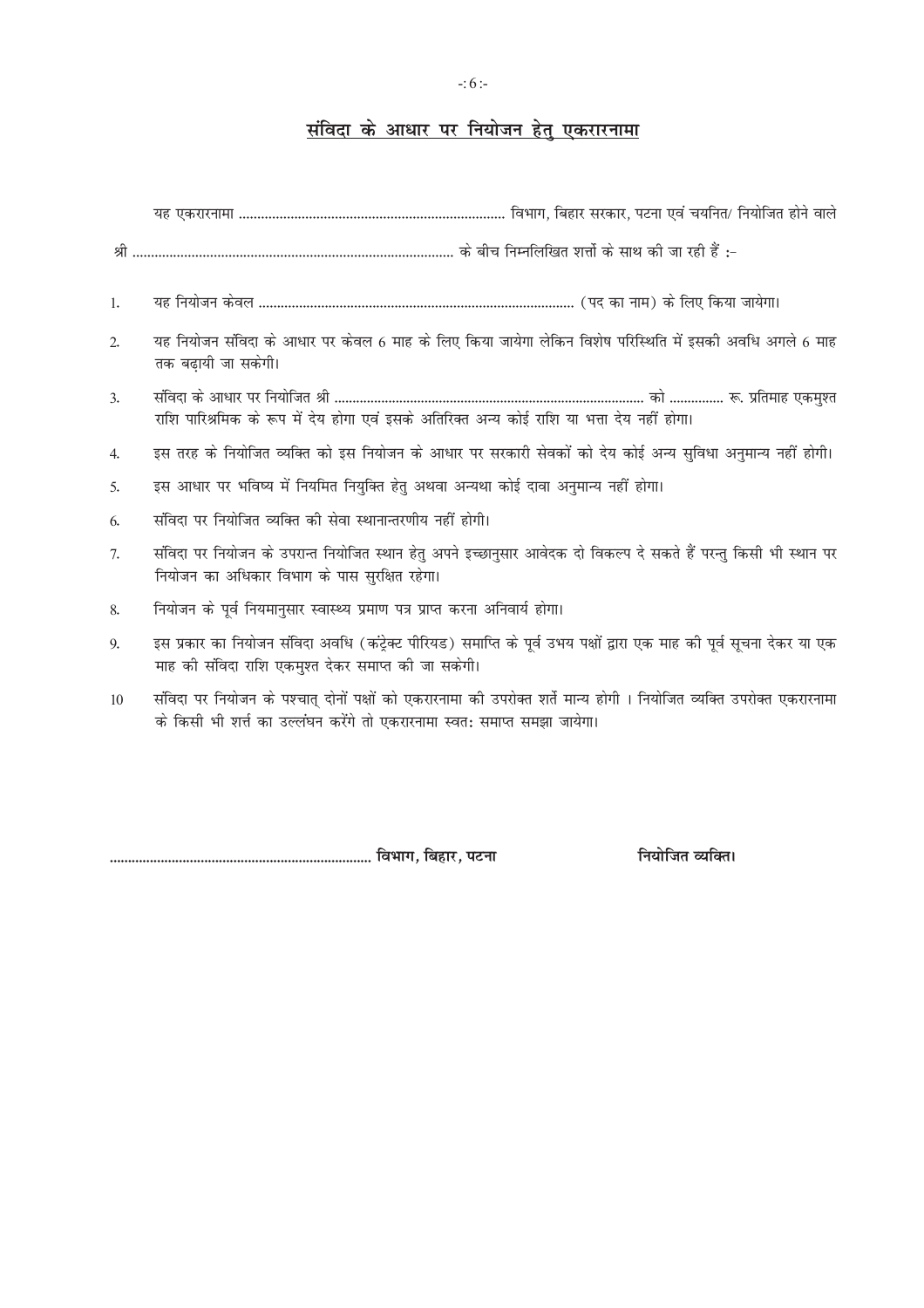## संविदा के आधार पर नियोजन हेतु एकरारनामा

यह एकरारनामा ........................................................................ विभाग, बिहार सरकार, पटना एवं चयनित/ नियोजित होने वाले श्री ....................................................................................... के बीच निम्नलिखित शर्त्तों के साथ की जा रही हैं :-

1. यह नियोजन केवल ...................................................................................... (पद का नाम) के लिए किया जायेगा।
2. यह नियोजन संविदा के आधार पर केवल 6 माह के लिए किया जायेगा लेकिन विशेष परिस्थिति में इसकी अवधि अगले 6 माह तक बढ़ायी जा सकेगी।
3. संविदा के आधार पर नियोजित श्री ...................................................................................... को .............. रू. प्रतिमाह एकमुश्त राशि पारिश्रमिक के रूप में देय होगा एवं इसके अतिरिक्त अन्य कोई राशि या भत्ता देय नहीं होगा।
4. इस तरह के नियोजित व्यक्ति को इस नियोजन के आधार पर सरकारी सेवकों को देय कोई अन्य सुविधा अनुमान्य नहीं होगी।
5. इस आधार पर भविष्य में नियमित नियुक्ति हेतु अथवा अन्यथा कोई दावा अनुमान्य नहीं होगा।
6. संविदा पर नियोजित व्यक्ति की सेवा स्थानान्तरणीय नहीं होगी।
7. संविदा पर नियोजन के उपरान्त नियोजित स्थान हेतु अपने इच्छानुसार आवेदक दो विकल्प दे सकते हैं परन्तु किसी भी स्थान पर नियोजन का अधिकार विभाग के पास सुरक्षित रहेगा।
8. नियोजन के पूर्व नियमानुसार स्वास्थ्य प्रमाण पत्र प्राप्त करना अनिवार्य होगा।
9. इस प्रकार का नियोजन संविदा अवधि (कंट्रेक्ट पीरियड) समाप्ति के पूर्व उभय पक्षों द्वारा एक माह की पूर्व सूचना देकर या एक माह की संविदा राशि एकमुश्त देकर समाप्त की जा सकेगी।
10. संविदा पर नियोजन के पश्चात् दोनों पक्षों को एकरारनामा की उपरोक्त शर्ते मान्य होगी । नियोजित व्यक्ति उपरोक्त एकरारनामा के किसी भी शर्त्त का उल्लंघन करेंगे तो एकरारनामा स्वतः समाप्त समझा जायेगा।

**........................................................................ विभाग, बिहार, पटना** **नियोजित व्यक्ति।**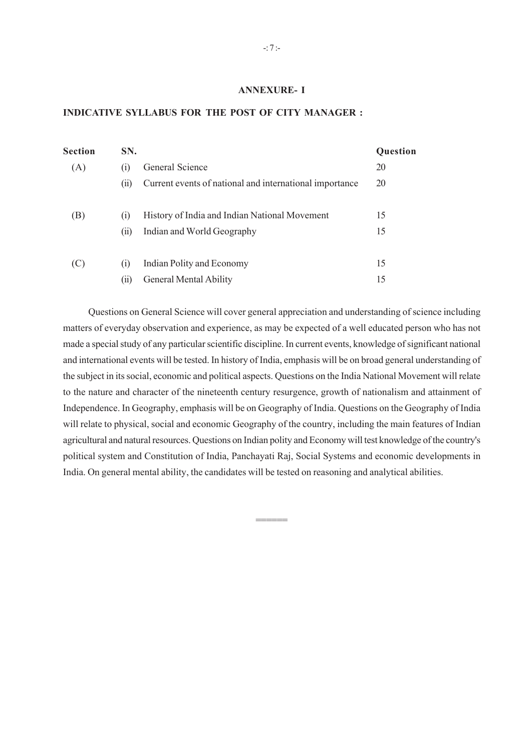## ANNEXURE- I

### INDICATIVE SYLLABUS FOR THE POST OF CITY MANAGER :

| Section | SN. | | Question |
| --- | --- | --- | --- |
| (A) | (i) | General Science | 20 |
| | (ii) | Current events of national and international importance | 20 |
| (B) | (i) | History of India and Indian National Movement | 15 |
| | (ii) | Indian and World Geography | 15 |
| (C) | (i) | Indian Polity and Economy | 15 |
| | (ii) | General Mental Ability | 15 |

Questions on General Science will cover general appreciation and understanding of science including matters of everyday observation and experience, as may be expected of a well educated person who has not made a special study of any particular scientific discipline. In current events, knowledge of significant national and international events will be tested. In history of India, emphasis will be on broad general understanding of the subject in its social, economic and political aspects. Questions on the India National Movement will relate to the nature and character of the nineteenth century resurgence, growth of nationalism and attainment of Independence. In Geography, emphasis will be on Geography of India. Questions on the Geography of India will relate to physical, social and economic Geography of the country, including the main features of Indian agricultural and natural resources. Questions on Indian polity and Economy will test knowledge of the country's political system and Constitution of India, Panchayati Raj, Social Systems and economic developments in India. On general mental ability, the candidates will be tested on reasoning and analytical abilities.